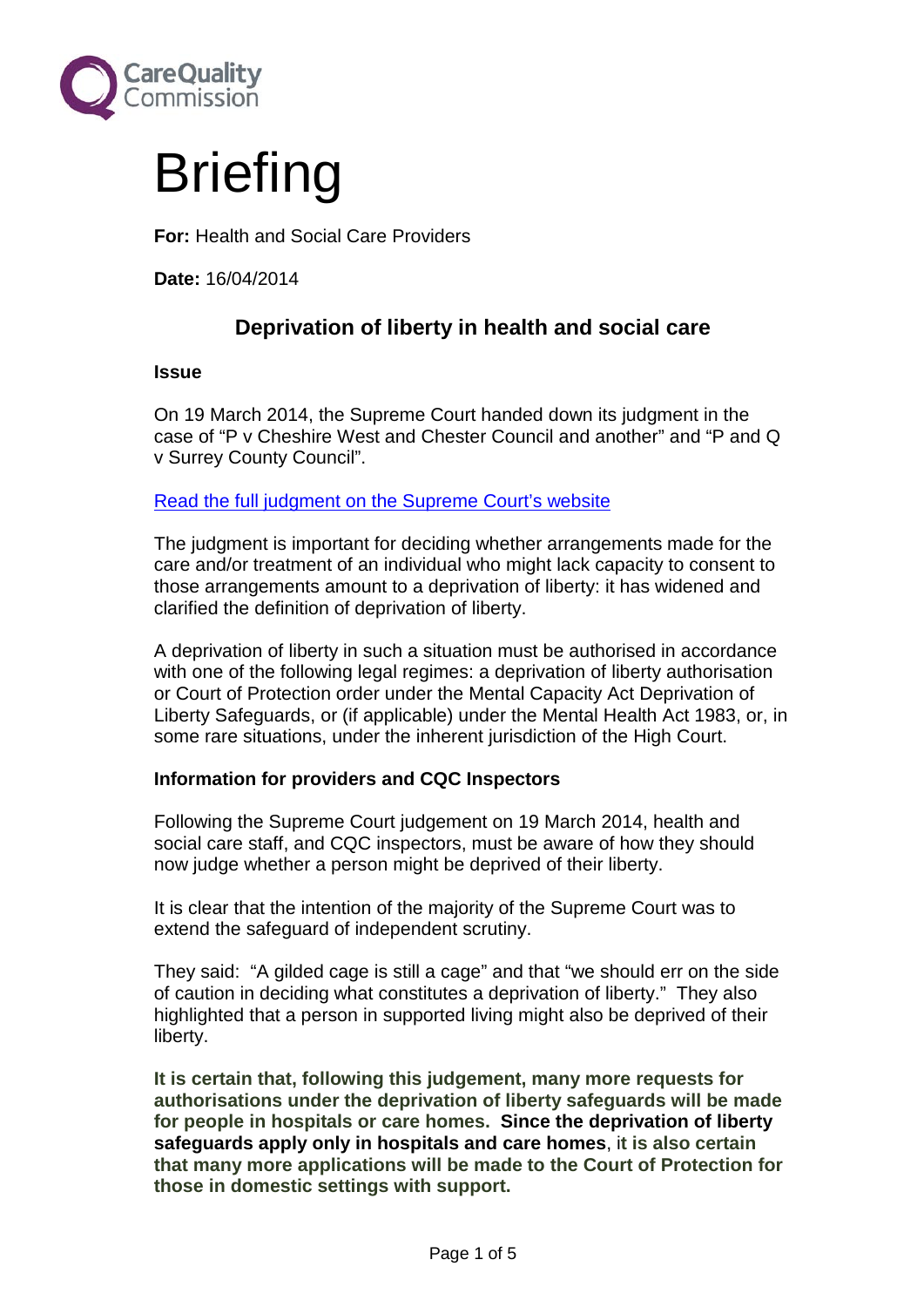# Briefing

**For:** Health and Social Care Providers

**Date:** 16/04/2014

## Deprivation of liberty in health and social care

### Issue

On 19 March 2014, the Supreme Court handed down its judgment in the case of "P v Cheshire West and Chester Council and another" and "P and Q v Surrey County Council".

Read the full judgment on the Supreme Court's website

The judgment is important for deciding whether arrangements made for the care and/or treatment of an individual who might lack capacity to consent to those arrangements amount to a deprivation of liberty: it has widened and clarified the definition of deprivation of liberty.

A deprivation of liberty in such a situation must be authorised in accordance with one of the following legal regimes: a deprivation of liberty authorisation or Court of Protection order under the Mental Capacity Act Deprivation of Liberty Safeguards, or (if applicable) under the Mental Health Act 1983, or, in some rare situations, under the inherent jurisdiction of the High Court.

### Information for providers and CQC Inspectors

Following the Supreme Court judgement on 19 March 2014, health and social care staff, and CQC inspectors, must be aware of how they should now judge whether a person might be deprived of their liberty.

It is clear that the intention of the majority of the Supreme Court was to extend the safeguard of independent scrutiny.

They said: "A gilded cage is still a cage" and that "we should err on the side of caution in deciding what constitutes a deprivation of liberty." They also highlighted that a person in supported living might also be deprived of their liberty.

**It is certain that, following this judgement, many more requests for authorisations under the deprivation of liberty safeguards will be made for people in hospitals or care homes. Since the deprivation of liberty safeguards apply only in hospitals and care homes, it is also certain that many more applications will be made to the Court of Protection for those in domestic settings with support.**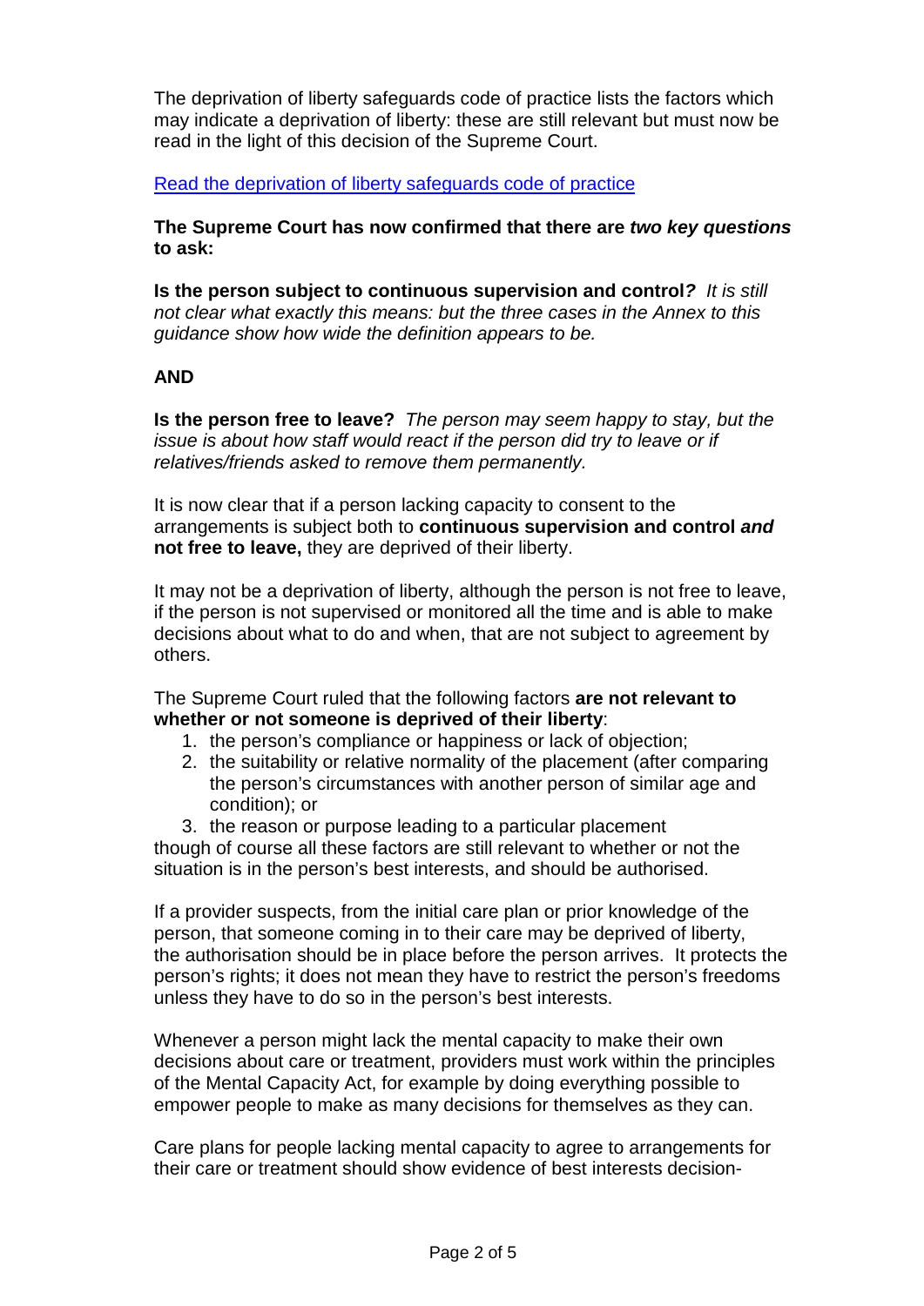The deprivation of liberty safeguards code of practice lists the factors which may indicate a deprivation of liberty: these are still relevant but must now be read in the light of this decision of the Supreme Court.

Read the deprivation of liberty safeguards code of practice

**The Supreme Court has now confirmed that there are *two key questions* to ask:**

**Is the person subject to continuous supervision and control*?*** *It is still not clear what exactly this means: but the three cases in the Annex to this guidance show how wide the definition appears to be.*

**AND**

**Is the person free to leave?** *The person may seem happy to stay, but the issue is about how staff would react if the person did try to leave or if relatives/friends asked to remove them permanently.*

It is now clear that if a person lacking capacity to consent to the arrangements is subject both to **continuous supervision and control *and* not free to leave,** they are deprived of their liberty.

It may not be a deprivation of liberty, although the person is not free to leave, if the person is not supervised or monitored all the time and is able to make decisions about what to do and when, that are not subject to agreement by others.

The Supreme Court ruled that the following factors **are not relevant to whether or not someone is deprived of their liberty**:

1. the person's compliance or happiness or lack of objection;
2. the suitability or relative normality of the placement (after comparing the person's circumstances with another person of similar age and condition); or
3. the reason or purpose leading to a particular placement

though of course all these factors are still relevant to whether or not the situation is in the person's best interests, and should be authorised.

If a provider suspects, from the initial care plan or prior knowledge of the person, that someone coming in to their care may be deprived of liberty, the authorisation should be in place before the person arrives. It protects the person's rights; it does not mean they have to restrict the person's freedoms unless they have to do so in the person's best interests.

Whenever a person might lack the mental capacity to make their own decisions about care or treatment, providers must work within the principles of the Mental Capacity Act, for example by doing everything possible to empower people to make as many decisions for themselves as they can.

Care plans for people lacking mental capacity to agree to arrangements for their care or treatment should show evidence of best interests decision-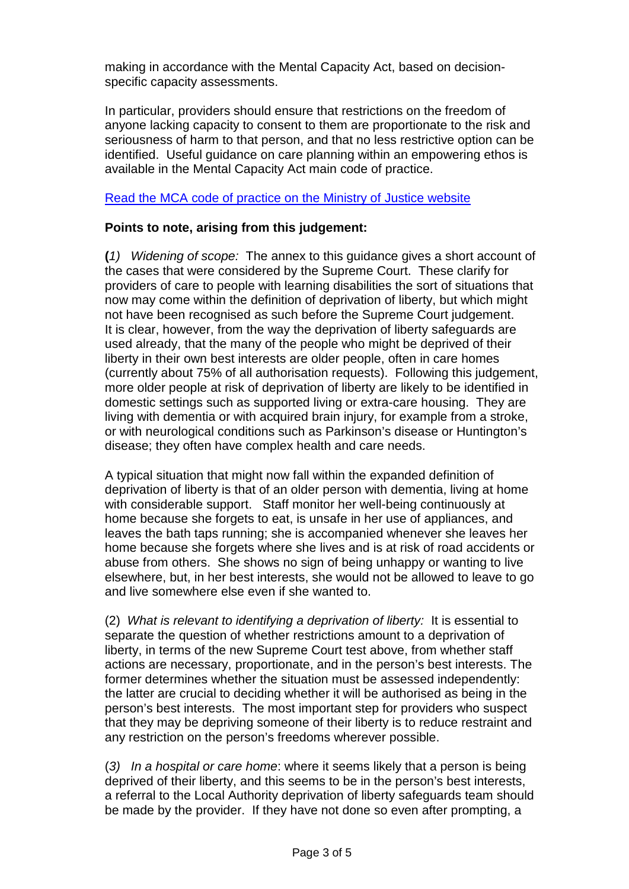making in accordance with the Mental Capacity Act, based on decision-specific capacity assessments.

In particular, providers should ensure that restrictions on the freedom of anyone lacking capacity to consent to them are proportionate to the risk and seriousness of harm to that person, and that no less restrictive option can be identified. Useful guidance on care planning within an empowering ethos is available in the Mental Capacity Act main code of practice.

[Read the MCA code of practice on the Ministry of Justice website]

**Points to note, arising from this judgement:**

**(***1) Widening of scope:* The annex to this guidance gives a short account of the cases that were considered by the Supreme Court. These clarify for providers of care to people with learning disabilities the sort of situations that now may come within the definition of deprivation of liberty, but which might not have been recognised as such before the Supreme Court judgement. It is clear, however, from the way the deprivation of liberty safeguards are used already, that the many of the people who might be deprived of their liberty in their own best interests are older people, often in care homes (currently about 75% of all authorisation requests). Following this judgement, more older people at risk of deprivation of liberty are likely to be identified in domestic settings such as supported living or extra-care housing. They are living with dementia or with acquired brain injury, for example from a stroke, or with neurological conditions such as Parkinson's disease or Huntington's disease; they often have complex health and care needs.

A typical situation that might now fall within the expanded definition of deprivation of liberty is that of an older person with dementia, living at home with considerable support. Staff monitor her well-being continuously at home because she forgets to eat, is unsafe in her use of appliances, and leaves the bath taps running; she is accompanied whenever she leaves her home because she forgets where she lives and is at risk of road accidents or abuse from others. She shows no sign of being unhappy or wanting to live elsewhere, but, in her best interests, she would not be allowed to leave to go and live somewhere else even if she wanted to.

(2) *What is relevant to identifying a deprivation of liberty:* It is essential to separate the question of whether restrictions amount to a deprivation of liberty, in terms of the new Supreme Court test above, from whether staff actions are necessary, proportionate, and in the person's best interests. The former determines whether the situation must be assessed independently: the latter are crucial to deciding whether it will be authorised as being in the person's best interests. The most important step for providers who suspect that they may be depriving someone of their liberty is to reduce restraint and any restriction on the person's freedoms wherever possible.

(*3) In a hospital or care home*: where it seems likely that a person is being deprived of their liberty, and this seems to be in the person's best interests, a referral to the Local Authority deprivation of liberty safeguards team should be made by the provider. If they have not done so even after prompting, a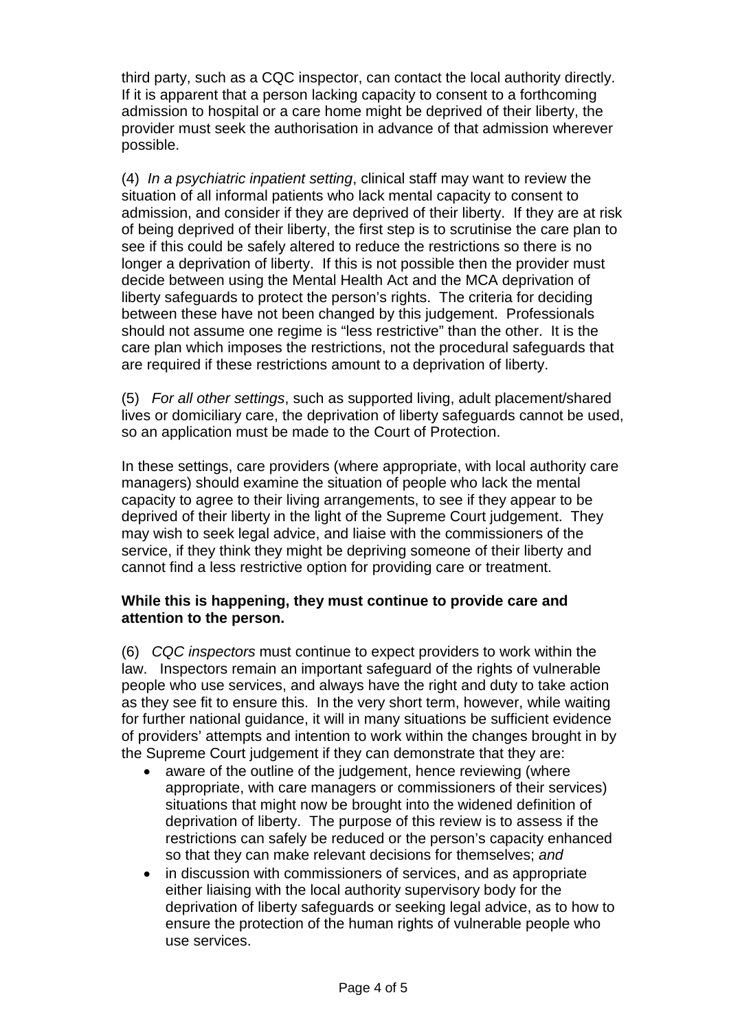third party, such as a CQC inspector, can contact the local authority directly. If it is apparent that a person lacking capacity to consent to a forthcoming admission to hospital or a care home might be deprived of their liberty, the provider must seek the authorisation in advance of that admission wherever possible.

(4) *In a psychiatric inpatient setting*, clinical staff may want to review the situation of all informal patients who lack mental capacity to consent to admission, and consider if they are deprived of their liberty. If they are at risk of being deprived of their liberty, the first step is to scrutinise the care plan to see if this could be safely altered to reduce the restrictions so there is no longer a deprivation of liberty. If this is not possible then the provider must decide between using the Mental Health Act and the MCA deprivation of liberty safeguards to protect the person's rights. The criteria for deciding between these have not been changed by this judgement. Professionals should not assume one regime is "less restrictive" than the other. It is the care plan which imposes the restrictions, not the procedural safeguards that are required if these restrictions amount to a deprivation of liberty.

(5) *For all other settings*, such as supported living, adult placement/shared lives or domiciliary care, the deprivation of liberty safeguards cannot be used, so an application must be made to the Court of Protection.

In these settings, care providers (where appropriate, with local authority care managers) should examine the situation of people who lack the mental capacity to agree to their living arrangements, to see if they appear to be deprived of their liberty in the light of the Supreme Court judgement. They may wish to seek legal advice, and liaise with the commissioners of the service, if they think they might be depriving someone of their liberty and cannot find a less restrictive option for providing care or treatment.

**While this is happening, they must continue to provide care and attention to the person.**

(6) *CQC inspectors* must continue to expect providers to work within the law. Inspectors remain an important safeguard of the rights of vulnerable people who use services, and always have the right and duty to take action as they see fit to ensure this. In the very short term, however, while waiting for further national guidance, it will in many situations be sufficient evidence of providers' attempts and intention to work within the changes brought in by the Supreme Court judgement if they can demonstrate that they are:

- aware of the outline of the judgement, hence reviewing (where appropriate, with care managers or commissioners of their services) situations that might now be brought into the widened definition of deprivation of liberty. The purpose of this review is to assess if the restrictions can safely be reduced or the person's capacity enhanced so that they can make relevant decisions for themselves; *and*
- in discussion with commissioners of services, and as appropriate either liaising with the local authority supervisory body for the deprivation of liberty safeguards or seeking legal advice, as to how to ensure the protection of the human rights of vulnerable people who use services.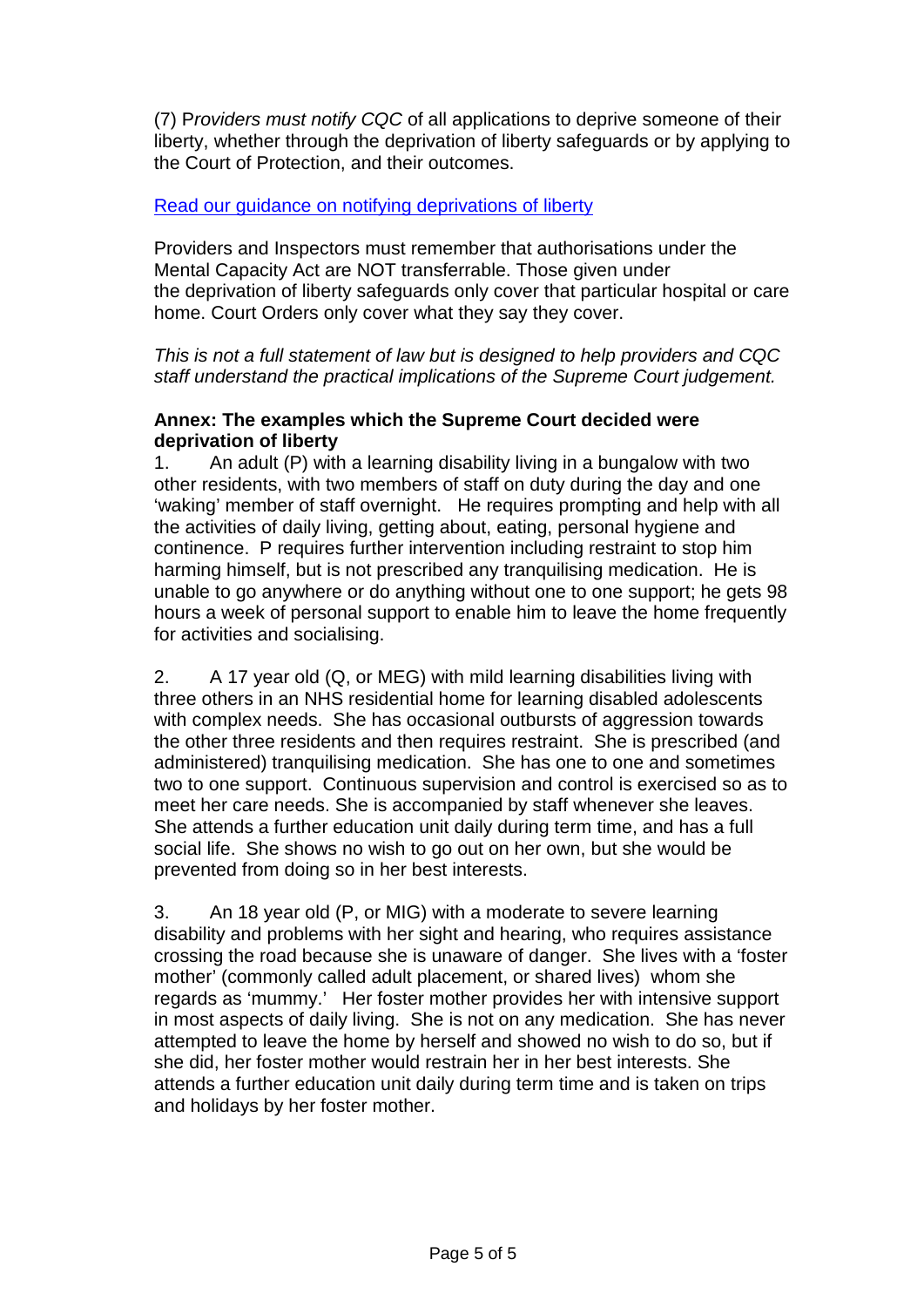(7) P*roviders must notify CQC* of all applications to deprive someone of their liberty, whether through the deprivation of liberty safeguards or by applying to the Court of Protection, and their outcomes.

[Read our guidance on notifying deprivations of liberty]

Providers and Inspectors must remember that authorisations under the Mental Capacity Act are NOT transferrable. Those given under the deprivation of liberty safeguards only cover that particular hospital or care home. Court Orders only cover what they say they cover.

*This is not a full statement of law but is designed to help providers and CQC staff understand the practical implications of the Supreme Court judgement.*

**Annex: The examples which the Supreme Court decided were deprivation of liberty**

1. An adult (P) with a learning disability living in a bungalow with two other residents, with two members of staff on duty during the day and one 'waking' member of staff overnight. He requires prompting and help with all the activities of daily living, getting about, eating, personal hygiene and continence. P requires further intervention including restraint to stop him harming himself, but is not prescribed any tranquilising medication. He is unable to go anywhere or do anything without one to one support; he gets 98 hours a week of personal support to enable him to leave the home frequently for activities and socialising.

2. A 17 year old (Q, or MEG) with mild learning disabilities living with three others in an NHS residential home for learning disabled adolescents with complex needs. She has occasional outbursts of aggression towards the other three residents and then requires restraint. She is prescribed (and administered) tranquilising medication. She has one to one and sometimes two to one support. Continuous supervision and control is exercised so as to meet her care needs. She is accompanied by staff whenever she leaves. She attends a further education unit daily during term time, and has a full social life. She shows no wish to go out on her own, but she would be prevented from doing so in her best interests.

3. An 18 year old (P, or MIG) with a moderate to severe learning disability and problems with her sight and hearing, who requires assistance crossing the road because she is unaware of danger. She lives with a 'foster mother' (commonly called adult placement, or shared lives) whom she regards as 'mummy.' Her foster mother provides her with intensive support in most aspects of daily living. She is not on any medication. She has never attempted to leave the home by herself and showed no wish to do so, but if she did, her foster mother would restrain her in her best interests. She attends a further education unit daily during term time and is taken on trips and holidays by her foster mother.